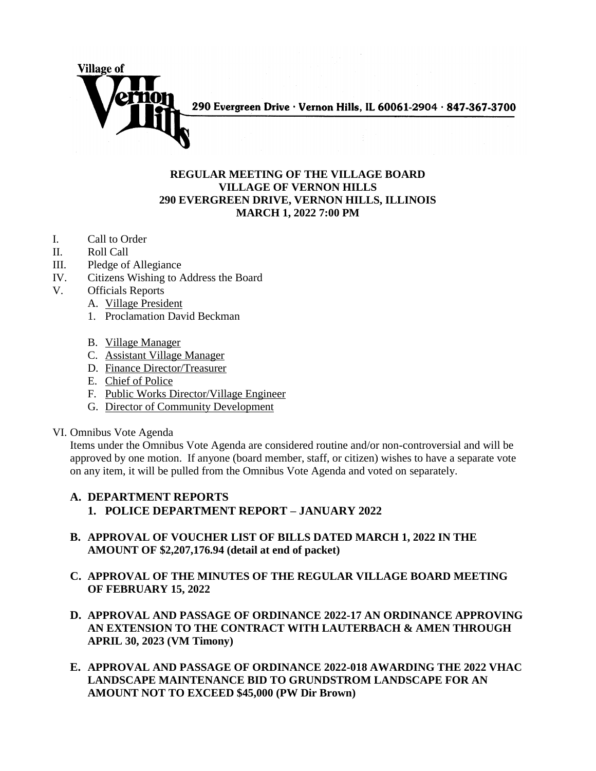Village of Vernon Hills

290 Evergreen Drive · Vernon Hills, IL 60061-2904 · 847-367-3700

**REGULAR MEETING OF THE VILLAGE BOARD**
**VILLAGE OF VERNON HILLS**
**290 EVERGREEN DRIVE, VERNON HILLS, ILLINOIS**
**MARCH 1, 2022 7:00 PM**

I. Call to Order
II. Roll Call
III. Pledge of Allegiance
IV. Citizens Wishing to Address the Board
V. Officials Reports
   A. Village President
   1. Proclamation David Beckman

   B. Village Manager
   C. Assistant Village Manager
   D. Finance Director/Treasurer
   E. Chief of Police
   F. Public Works Director/Village Engineer
   G. Director of Community Development

VI. Omnibus Vote Agenda

Items under the Omnibus Vote Agenda are considered routine and/or non-controversial and will be approved by one motion. If anyone (board member, staff, or citizen) wishes to have a separate vote on any item, it will be pulled from the Omnibus Vote Agenda and voted on separately.

**A. DEPARTMENT REPORTS**
   **1. POLICE DEPARTMENT REPORT – JANUARY 2022**

**B. APPROVAL OF VOUCHER LIST OF BILLS DATED MARCH 1, 2022 IN THE AMOUNT OF $2,207,176.94 (detail at end of packet)**

**C. APPROVAL OF THE MINUTES OF THE REGULAR VILLAGE BOARD MEETING OF FEBRUARY 15, 2022**

**D. APPROVAL AND PASSAGE OF ORDINANCE 2022-17 AN ORDINANCE APPROVING AN EXTENSION TO THE CONTRACT WITH LAUTERBACH & AMEN THROUGH APRIL 30, 2023 (VM Timony)**

**E. APPROVAL AND PASSAGE OF ORDINANCE 2022-018 AWARDING THE 2022 VHAC LANDSCAPE MAINTENANCE BID TO GRUNDSTROM LANDSCAPE FOR AN AMOUNT NOT TO EXCEED $45,000 (PW Dir Brown)**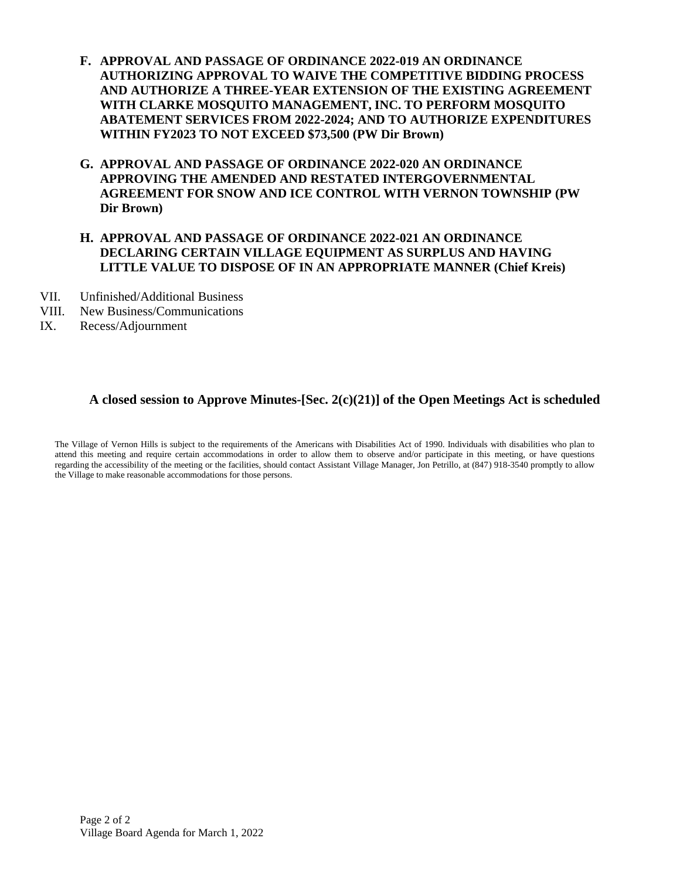**F. APPROVAL AND PASSAGE OF ORDINANCE 2022-019 AN ORDINANCE AUTHORIZING APPROVAL TO WAIVE THE COMPETITIVE BIDDING PROCESS AND AUTHORIZE A THREE-YEAR EXTENSION OF THE EXISTING AGREEMENT WITH CLARKE MOSQUITO MANAGEMENT, INC. TO PERFORM MOSQUITO ABATEMENT SERVICES FROM 2022-2024; AND TO AUTHORIZE EXPENDITURES WITHIN FY2023 TO NOT EXCEED $73,500 (PW Dir Brown)**

**G. APPROVAL AND PASSAGE OF ORDINANCE 2022-020 AN ORDINANCE APPROVING THE AMENDED AND RESTATED INTERGOVERNMENTAL AGREEMENT FOR SNOW AND ICE CONTROL WITH VERNON TOWNSHIP (PW Dir Brown)**

**H. APPROVAL AND PASSAGE OF ORDINANCE 2022-021 AN ORDINANCE DECLARING CERTAIN VILLAGE EQUIPMENT AS SURPLUS AND HAVING LITTLE VALUE TO DISPOSE OF IN AN APPROPRIATE MANNER (Chief Kreis)**

VII. Unfinished/Additional Business
VIII. New Business/Communications
IX. Recess/Adjournment

**A closed session to Approve Minutes-[Sec. 2(c)(21)] of the Open Meetings Act is scheduled**

The Village of Vernon Hills is subject to the requirements of the Americans with Disabilities Act of 1990. Individuals with disabilities who plan to attend this meeting and require certain accommodations in order to allow them to observe and/or participate in this meeting, or have questions regarding the accessibility of the meeting or the facilities, should contact Assistant Village Manager, Jon Petrillo, at (847) 918-3540 promptly to allow the Village to make reasonable accommodations for those persons.